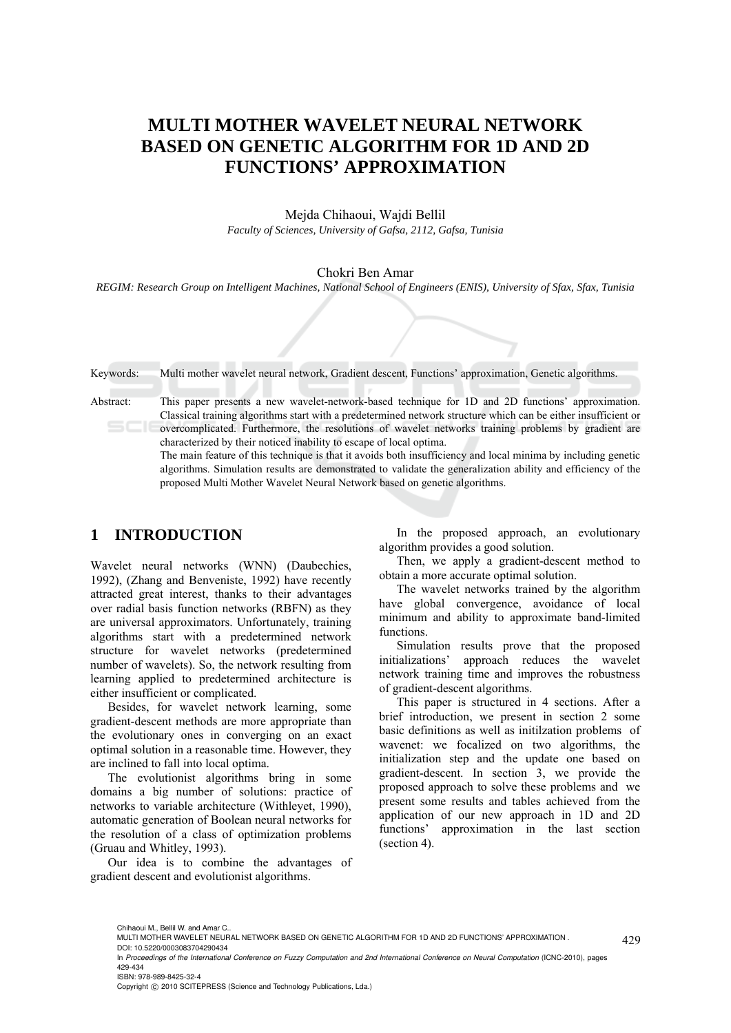# MULTI MOTHER WAVELET NEURAL NETWORK BASED ON GENETIC ALGORITHM FOR 1D AND 2D FUNCTIONS' APPROXIMATION

Mejda Chihaoui, Wajdi Bellil
*Faculty of Sciences, University of Gafsa, 2112, Gafsa, Tunisia*

Chokri Ben Amar
*REGIM: Research Group on Intelligent Machines, National School of Engineers (ENIS), University of Sfax, Sfax, Tunisia*

Keywords: Multi mother wavelet neural network, Gradient descent, Functions' approximation, Genetic algorithms.

Abstract: This paper presents a new wavelet-network-based technique for 1D and 2D functions' approximation. Classical training algorithms start with a predetermined network structure which can be either insufficient or overcomplicated. Furthermore, the resolutions of wavelet networks training problems by gradient are characterized by their noticed inability to escape of local optima.
The main feature of this technique is that it avoids both insufficiency and local minima by including genetic algorithms. Simulation results are demonstrated to validate the generalization ability and efficiency of the proposed Multi Mother Wavelet Neural Network based on genetic algorithms.

## 1 INTRODUCTION

Wavelet neural networks (WNN) (Daubechies, 1992), (Zhang and Benveniste, 1992) have recently attracted great interest, thanks to their advantages over radial basis function networks (RBFN) as they are universal approximators. Unfortunately, training algorithms start with a predetermined network structure for wavelet networks (predetermined number of wavelets). So, the network resulting from learning applied to predetermined architecture is either insufficient or complicated.

Besides, for wavelet network learning, some gradient-descent methods are more appropriate than the evolutionary ones in converging on an exact optimal solution in a reasonable time. However, they are inclined to fall into local optima.

The evolutionist algorithms bring in some domains a big number of solutions: practice of networks to variable architecture (Withleyet, 1990), automatic generation of Boolean neural networks for the resolution of a class of optimization problems (Gruau and Whitley, 1993).

Our idea is to combine the advantages of gradient descent and evolutionist algorithms.

In the proposed approach, an evolutionary algorithm provides a good solution.

Then, we apply a gradient-descent method to obtain a more accurate optimal solution.

The wavelet networks trained by the algorithm have global convergence, avoidance of local minimum and ability to approximate band-limited functions.

Simulation results prove that the proposed initializations' approach reduces the wavelet network training time and improves the robustness of gradient-descent algorithms.

This paper is structured in 4 sections. After a brief introduction, we present in section 2 some basic definitions as well as initilzation problems of wavenet: we focalized on two algorithms, the initialization step and the update one based on gradient-descent. In section 3, we provide the proposed approach to solve these problems and we present some results and tables achieved from the application of our new approach in 1D and 2D functions' approximation in the last section (section 4).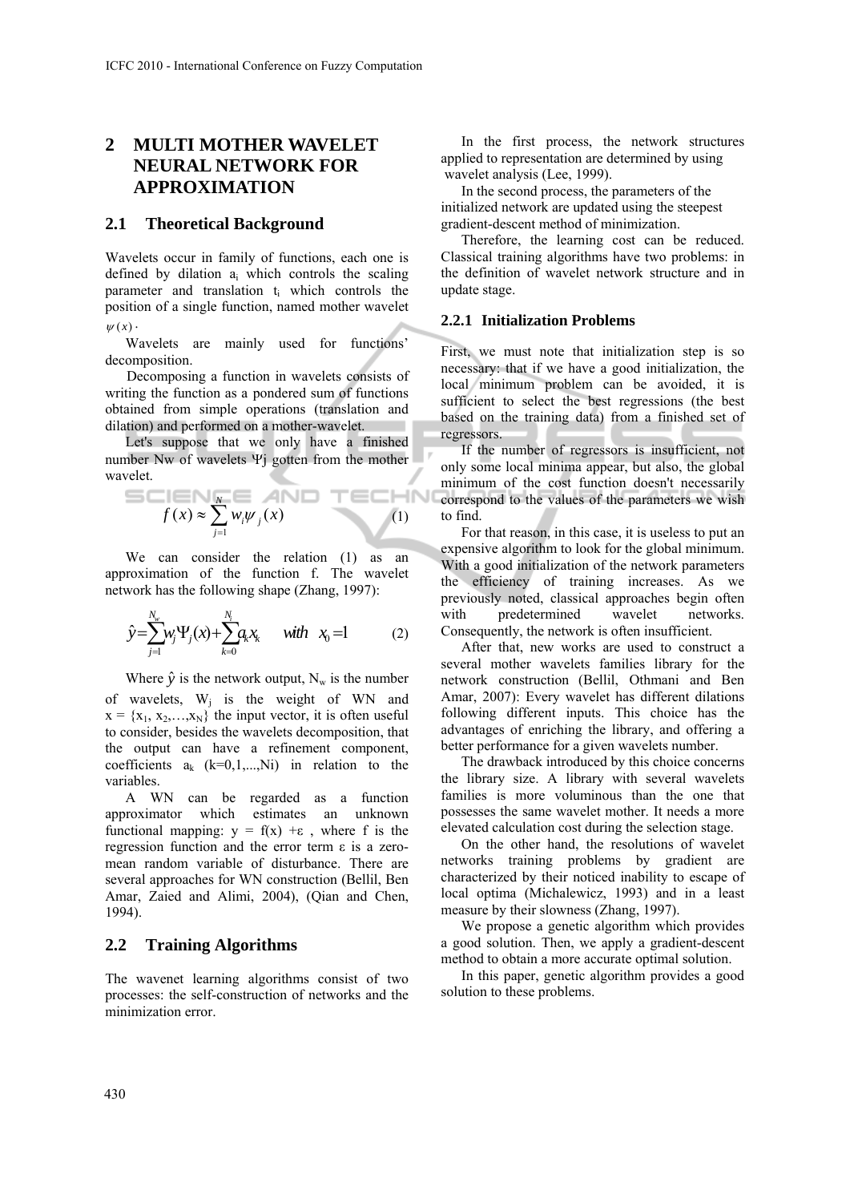# 2 MULTI MOTHER WAVELET NEURAL NETWORK FOR APPROXIMATION

## 2.1 Theoretical Background

Wavelets occur in family of functions, each one is defined by dilation $a_i$ which controls the scaling parameter and translation $t_i$ which controls the position of a single function, named mother wavelet $\psi(x)$.

Wavelets are mainly used for functions' decomposition.

Decomposing a function in wavelets consists of writing the function as a pondered sum of functions obtained from simple operations (translation and dilation) and performed on a mother-wavelet.

Let's suppose that we only have a finished number Nw of wavelets Ψj gotten from the mother wavelet.

$$f(x) \approx \sum_{j=1}^{N} w_i \psi_j(x) \tag{1}$$

We can consider the relation (1) as an approximation of the function f. The wavelet network has the following shape (Zhang, 1997):

$$\hat{y} = \sum_{j=1}^{N_w} w_j \Psi_j(x) + \sum_{k=0}^{N_i} a_k x_k \quad \text{with} \quad x_0 = 1 \tag{2}$$

Where $\hat{y}$ is the network output, $N_w$ is the number of wavelets, $W_j$ is the weight of WN and $x = \{x_1, x_2, \ldots, x_N\}$ the input vector, it is often useful to consider, besides the wavelets decomposition, that the output can have a refinement component, coefficients $a_k$ (k=0,1,...,Ni) in relation to the variables.

A WN can be regarded as a function approximator which estimates an unknown functional mapping: y = f(x) +ε , where f is the regression function and the error term ε is a zero-mean random variable of disturbance. There are several approaches for WN construction (Bellil, Ben Amar, Zaied and Alimi, 2004), (Qian and Chen, 1994).

## 2.2 Training Algorithms

The wavenet learning algorithms consist of two processes: the self-construction of networks and the minimization error.

In the first process, the network structures applied to representation are determined by using wavelet analysis (Lee, 1999).

In the second process, the parameters of the initialized network are updated using the steepest gradient-descent method of minimization.

Therefore, the learning cost can be reduced. Classical training algorithms have two problems: in the definition of wavelet network structure and in update stage.

### 2.2.1 Initialization Problems

First, we must note that initialization step is so necessary: that if we have a good initialization, the local minimum problem can be avoided, it is sufficient to select the best regressions (the best based on the training data) from a finished set of regressors.

If the number of regressors is insufficient, not only some local minima appear, but also, the global minimum of the cost function doesn't necessarily correspond to the values of the parameters we wish to find.

For that reason, in this case, it is useless to put an expensive algorithm to look for the global minimum. With a good initialization of the network parameters the efficiency of training increases. As we previously noted, classical approaches begin often with predetermined wavelet networks. Consequently, the network is often insufficient.

After that, new works are used to construct a several mother wavelets families library for the network construction (Bellil, Othmani and Ben Amar, 2007): Every wavelet has different dilations following different inputs. This choice has the advantages of enriching the library, and offering a better performance for a given wavelets number.

The drawback introduced by this choice concerns the library size. A library with several wavelets families is more voluminous than the one that possesses the same wavelet mother. It needs a more elevated calculation cost during the selection stage.

On the other hand, the resolutions of wavelet networks training problems by gradient are characterized by their noticed inability to escape of local optima (Michalewicz, 1993) and in a least measure by their slowness (Zhang, 1997).

We propose a genetic algorithm which provides a good solution. Then, we apply a gradient-descent method to obtain a more accurate optimal solution.

In this paper, genetic algorithm provides a good solution to these problems.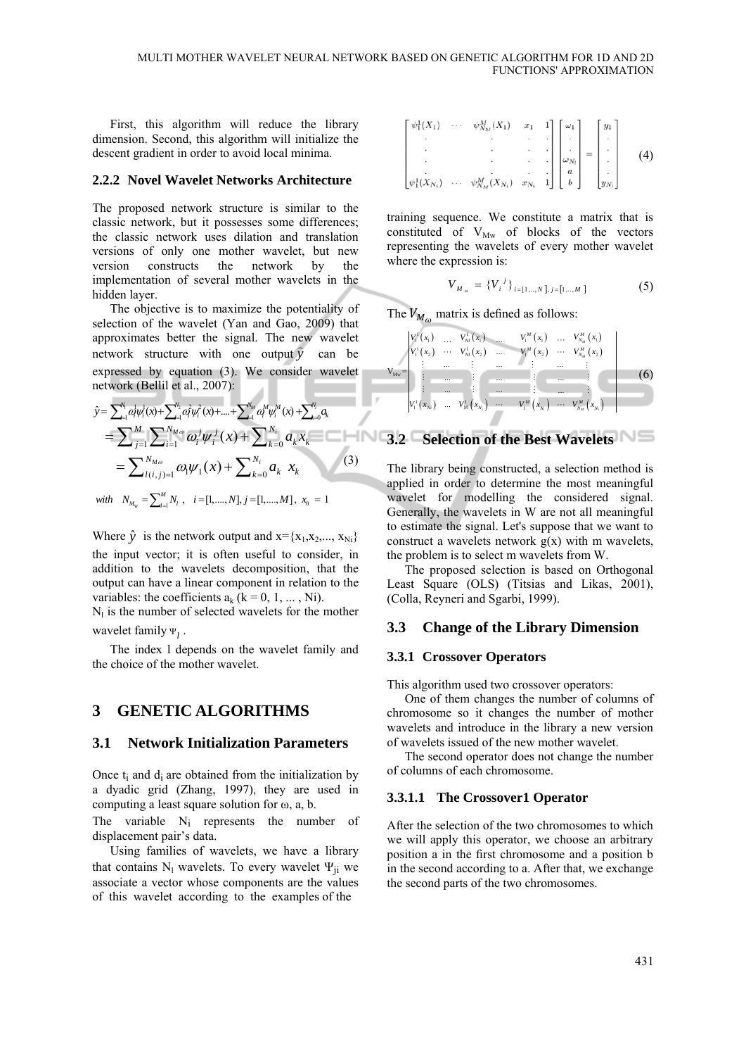First, this algorithm will reduce the library dimension. Second, this algorithm will initialize the descent gradient in order to avoid local minima.

### 2.2.2 Novel Wavelet Networks Architecture

The proposed network structure is similar to the classic network, but it possesses some differences; the classic network uses dilation and translation versions of only one mother wavelet, but new version constructs the network by the implementation of several mother wavelets in the hidden layer.

The objective is to maximize the potentiality of selection of the wavelet (Yan and Gao, 2009) that approximates better the signal. The new wavelet network structure with one output $\hat{y}$ can be expressed by equation (3). We consider wavelet network (Bellil et al., 2007):

$$
\begin{aligned}
\hat{y} &= \sum_{i=1}^{N_1} \omega_i^1 \psi_i^1(x) + \sum_{i=1}^{N_2} \omega_i^2 \psi_i^2(x) + \dots + \sum_{i=1}^{N_M} \omega_i^M \psi_i^M(x) + \sum_{k=0}^{N_i} a_k \\
&= \sum_{j=1}^{M} \sum_{i=1}^{N_{M\omega}} \omega_i^j \psi_i^j(x) + \sum_{k=0}^{N_i} a_k x_k \\
&= \sum_{l(i,j)=1}^{N_{M\omega}} \omega_l \psi_1(x) + \sum_{k=0}^{N_i} a_k \; x_k
\end{aligned}
\tag{3}
$$

$$
\text{with} \quad N_{M_w} = \sum_{l=1}^{M} N_l \,, \quad i = [1, \dots, N], j = [1, \dots, M], \; x_0 = 1
$$

Where $\hat{y}$ is the network output and $x=\{x_1, x_2, \dots, x_{Ni}\}$ the input vector; it is often useful to consider, in addition to the wavelets decomposition, that the output can have a linear component in relation to the variables: the coefficients $a_k$ ($k = 0, 1, \dots, Ni$).

$N_l$ is the number of selected wavelets for the mother wavelet family $\Psi_l$.

The index l depends on the wavelet family and the choice of the mother wavelet.

## 3 GENETIC ALGORITHMS

### 3.1 Network Initialization Parameters

Once $t_i$ and $d_i$ are obtained from the initialization by a dyadic grid (Zhang, 1997), they are used in computing a least square solution for ω, a, b.

The variable $N_i$ represents the number of displacement pair's data.

Using families of wavelets, we have a library that contains $N_l$ wavelets. To every wavelet $\Psi_{ji}$ we associate a vector whose components are the values of this wavelet according to the examples of the training sequence.

$$
\begin{bmatrix}
\psi_1^1(X_1) & \cdots & \psi_{N_M}^M(X_1) & x_1 & 1 \\
\cdot & & \cdot & \cdot & \cdot \\
\cdot & & \cdot & \cdot & \cdot \\
\cdot & & \cdot & \cdot & \cdot \\
\psi_1^1(X_{N_i}) & \cdots & \psi_{N_M}^M(X_{N_i}) & x_{N_i} & 1
\end{bmatrix}
\begin{bmatrix}
\omega_1 \\ \cdot \\ \omega_{N_l} \\ a \\ b
\end{bmatrix}
=
\begin{bmatrix}
y_1 \\ \cdot \\ \cdot \\ \cdot \\ y_{N_i}
\end{bmatrix}
\tag{4}
$$

We constitute a matrix that is constituted of $V_{Mw}$ of blocks of the vectors representing the wavelets of every mother wavelet where the expression is:

$$
V_{M_\omega} = \{V_i^{\,j}\}_{i=[1,\dots,N],\, j=[1,\dots,M]} \tag{5}
$$

The $V_{M_\omega}$ matrix is defined as follows:

$$
V_{Mw} = \begin{vmatrix}
V_1^1(x_1) & \dots & V_{N1}^1(x_1) & \dots & V_1^M(x_1) & \dots & V_{N_M}^M(x_1) \\
V_1^1(x_2) & \cdots & V_{N1}^1(x_2) & \dots & V_1^M(x_2) & \cdots & V_{N_M}^M(x_2) \\
\vdots & \dots & \vdots & \dots & \vdots & \dots & \vdots \\
\vdots & \dots & \vdots & \dots & \vdots & \dots & \vdots \\
\vdots & \dots & \vdots & \dots & \vdots & \dots & \vdots \\
V_1^1(x_{Ni}) & \dots & V_{N1}^1(x_{N_i}) & \cdots & V_1^M(x_{N_i}) & \cdots & V_{N_M}^M(x_{N_i})
\end{vmatrix}
\tag{6}
$$

### 3.2 Selection of the Best Wavelets

The library being constructed, a selection method is applied in order to determine the most meaningful wavelet for modelling the considered signal. Generally, the wavelets in W are not all meaningful to estimate the signal. Let's suppose that we want to construct a wavelets network g(x) with m wavelets, the problem is to select m wavelets from W.

The proposed selection is based on Orthogonal Least Square (OLS) (Titsias and Likas, 2001), (Colla, Reyneri and Sgarbi, 1999).

### 3.3 Change of the Library Dimension

#### 3.3.1 Crossover Operators

This algorithm used two crossover operators:

One of them changes the number of columns of chromosome so it changes the number of mother wavelets and introduce in the library a new version of wavelets issued of the new mother wavelet.

The second operator does not change the number of columns of each chromosome.

##### 3.3.1.1 The Crossover1 Operator

After the selection of the two chromosomes to which we will apply this operator, we choose an arbitrary position a in the first chromosome and a position b in the second according to a. After that, we exchange the second parts of the two chromosomes.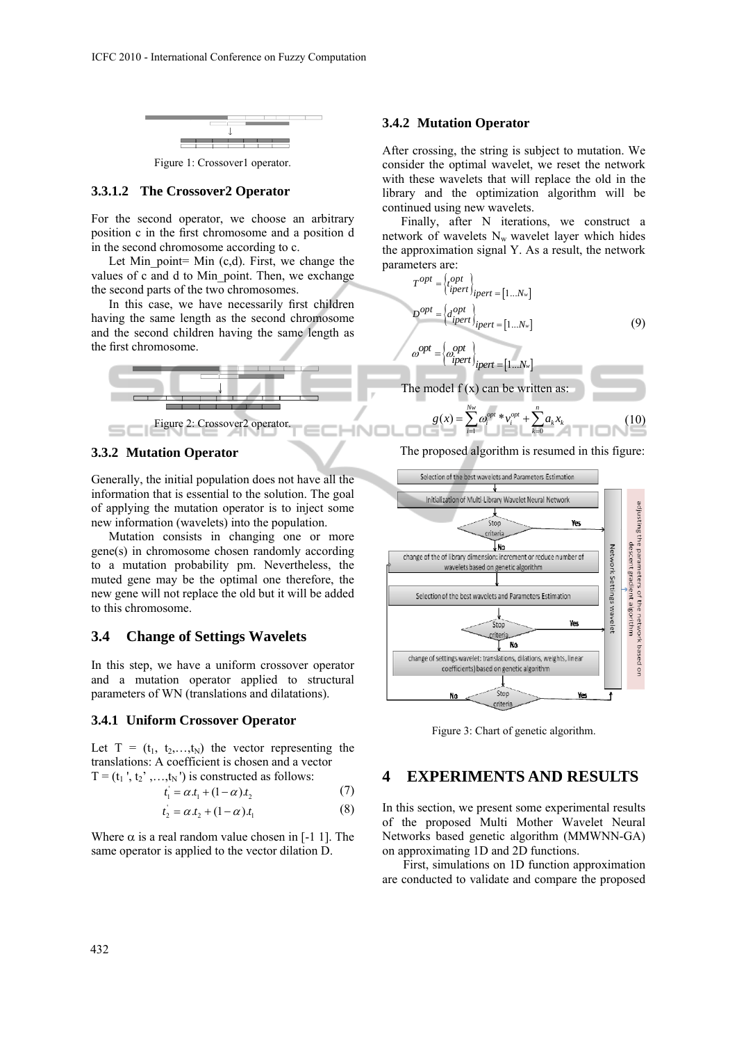Figure 1: Crossover1 operator.

#### 3.3.1.2 The Crossover2 Operator

For the second operator, we choose an arbitrary position c in the first chromosome and a position d in the second chromosome according to c.

Let Min_point= Min (c,d). First, we change the values of c and d to Min_point. Then, we exchange the second parts of the two chromosomes.

In this case, we have necessarily first children having the same length as the second chromosome and the second children having the same length as the first chromosome.

Figure 2: Crossover2 operator.

### 3.3.2 Mutation Operator

Generally, the initial population does not have all the information that is essential to the solution. The goal of applying the mutation operator is to inject some new information (wavelets) into the population.

Mutation consists in changing one or more gene(s) in chromosome chosen randomly according to a mutation probability pm. Nevertheless, the muted gene may be the optimal one therefore, the new gene will not replace the old but it will be added to this chromosome.

## 3.4 Change of Settings Wavelets

In this step, we have a uniform crossover operator and a mutation operator applied to structural parameters of WN (translations and dilatations).

### 3.4.1 Uniform Crossover Operator

Let $T = (t_1, t_2,\ldots,t_N)$ the vector representing the translations: A coefficient is chosen and a vector $T = (t_1', t_2', \ldots, t_N')$ is constructed as follows:

$$t_1' = \alpha . t_1 + (1-\alpha).t_2 \tag{7}$$

$$t_2' = \alpha . t_2 + (1-\alpha).t_1 \tag{8}$$

Where $\alpha$ is a real random value chosen in [-1 1]. The same operator is applied to the vector dilation D.

### 3.4.2 Mutation Operator

After crossing, the string is subject to mutation. We consider the optimal wavelet, we reset the network with these wavelets that will replace the old in the library and the optimization algorithm will be continued using new wavelets.

Finally, after N iterations, we construct a network of wavelets $N_w$ wavelet layer which hides the approximation signal Y. As a result, the network parameters are:

$$T^{opt} = \left\{ t_{ipert}^{opt} \right\}_{ipert = [1 \ldots N_w]}$$

$$D^{opt} = \left\{ d_{ipert}^{opt} \right\}_{ipert = [1 \ldots N_w]} \tag{9}$$

$$\omega^{opt} = \left\{ \omega_{ipert}^{opt} \right\}_{ipert = [1 \ldots N_w]}$$

The model f (x) can be written as:

$$g(x) = \sum_{i=1}^{Nw} \omega_i^{opt} * \nu_i^{opt} + \sum_{k=0}^{n} a_k x_k \tag{10}$$

The proposed algorithm is resumed in this figure:

Figure 3: Chart of genetic algorithm.

# 4 EXPERIMENTS AND RESULTS

In this section, we present some experimental results of the proposed Multi Mother Wavelet Neural Networks based genetic algorithm (MMWNN-GA) on approximating 1D and 2D functions.

First, simulations on 1D function approximation are conducted to validate and compare the proposed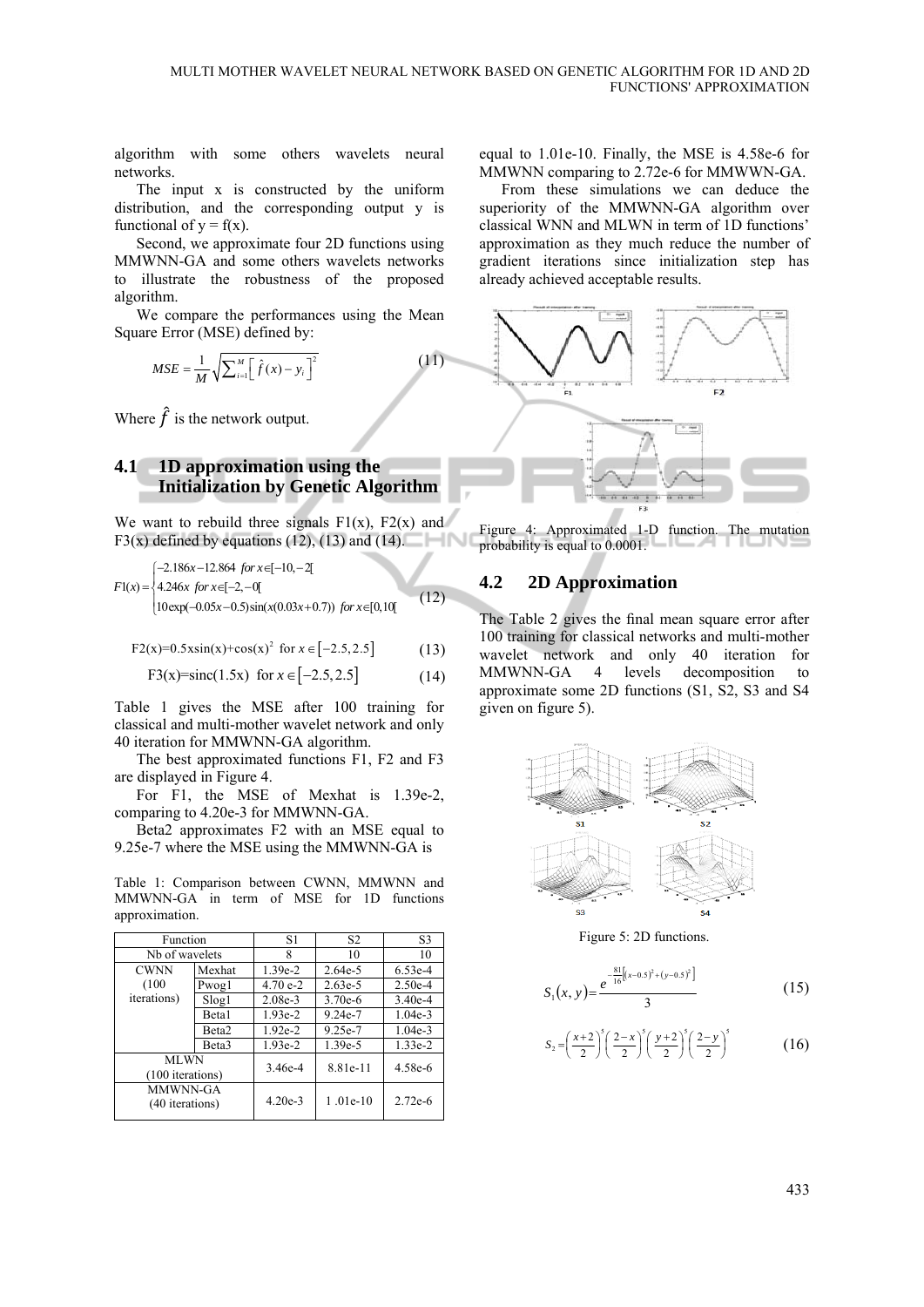algorithm with some others wavelets neural networks.

The input x is constructed by the uniform distribution, and the corresponding output y is functional of y = f(x).

Second, we approximate four 2D functions using MMWNN-GA and some others wavelets networks to illustrate the robustness of the proposed algorithm.

We compare the performances using the Mean Square Error (MSE) defined by:

$$MSE = \frac{1}{M}\sqrt{\sum_{i=1}^{M}\left[\hat{f}(x) - y_i\right]^2} \tag{11}$$

Where $\hat{f}$ is the network output.

## 4.1 1D approximation using the Initialization by Genetic Algorithm

We want to rebuild three signals F1(x), F2(x) and F3(x) defined by equations (12), (13) and (14).

$$F1(x) = \begin{cases} -2.186x - 12.864 \ \ for\, x \in [-10, -2[ \\ 4.246x \ \ for\, x \in [-2, -0[ \\ 10\exp(-0.05x - 0.5)\sin(x(0.03x + 0.7)) \ \ for\, x \in [0, 10[ \end{cases} \tag{12}$$

$$\text{F2(x)}=0.5x\sin(x)+\cos(x)^2 \ \text{ for } x \in \left[-2.5, 2.5\right] \tag{13}$$

$$\text{F3(x)}=\text{sinc}(1.5x) \ \text{ for } x \in \left[-2.5, 2.5\right] \tag{14}$$

Table 1 gives the MSE after 100 training for classical and multi-mother wavelet network and only 40 iteration for MMWNN-GA algorithm.

The best approximated functions F1, F2 and F3 are displayed in Figure 4.

For F1, the MSE of Mexhat is 1.39e-2, comparing to 4.20e-3 for MMWNN-GA.

Beta2 approximates F2 with an MSE equal to 9.25e-7 where the MSE using the MMWNN-GA is equal to 1.01e-10. Finally, the MSE is 4.58e-6 for MMWNN comparing to 2.72e-6 for MMWWN-GA.

From these simulations we can deduce the superiority of the MMWNN-GA algorithm over classical WNN and MLWN in term of 1D functions' approximation as they much reduce the number of gradient iterations since initialization step has already achieved acceptable results.

Table 1: Comparison between CWNN, MMWNN and MMWNN-GA in term of MSE for 1D functions approximation.

| Function | | S1 | S2 | S3 |
|---|---|---|---|---|
| Nb of wavelets | | 8 | 10 | 10 |
| CWNN (100 iterations) | Mexhat | 1.39e-2 | 2.64e-5 | 6.53e-4 |
| | Pwog1 | 4.70 e-2 | 2.63e-5 | 2.50e-4 |
| | Slog1 | 2.08e-3 | 3.70e-6 | 3.40e-4 |
| | Beta1 | 1.93e-2 | 9.24e-7 | 1.04e-3 |
| | Beta2 | 1.92e-2 | 9.25e-7 | 1.04e-3 |
| | Beta3 | 1.93e-2 | 1.39e-5 | 1.33e-2 |
| MLWN (100 iterations) | | 3.46e-4 | 8.81e-11 | 4.58e-6 |
| MMWNN-GA (40 iterations) | | 4.20e-3 | 1 .01e-10 | 2.72e-6 |

Figure 4: Approximated 1-D function. The mutation probability is equal to 0.0001.

## 4.2 2D Approximation

The Table 2 gives the final mean square error after 100 training for classical networks and multi-mother wavelet network and only 40 iteration for MMWNN-GA 4 levels decomposition to approximate some 2D functions (S1, S2, S3 and S4 given on figure 5).

Figure 5: 2D functions.

$$S_1(x,y) = \frac{e^{-\frac{81}{16}\left[(x-0.5)^2+(y-0.5)^2\right]}}{3} \tag{15}$$

$$S_2 = \left(\frac{x+2}{2}\right)^5\left(\frac{2-x}{2}\right)^5\left(\frac{y+2}{2}\right)^5\left(\frac{2-y}{2}\right)^5 \tag{16}$$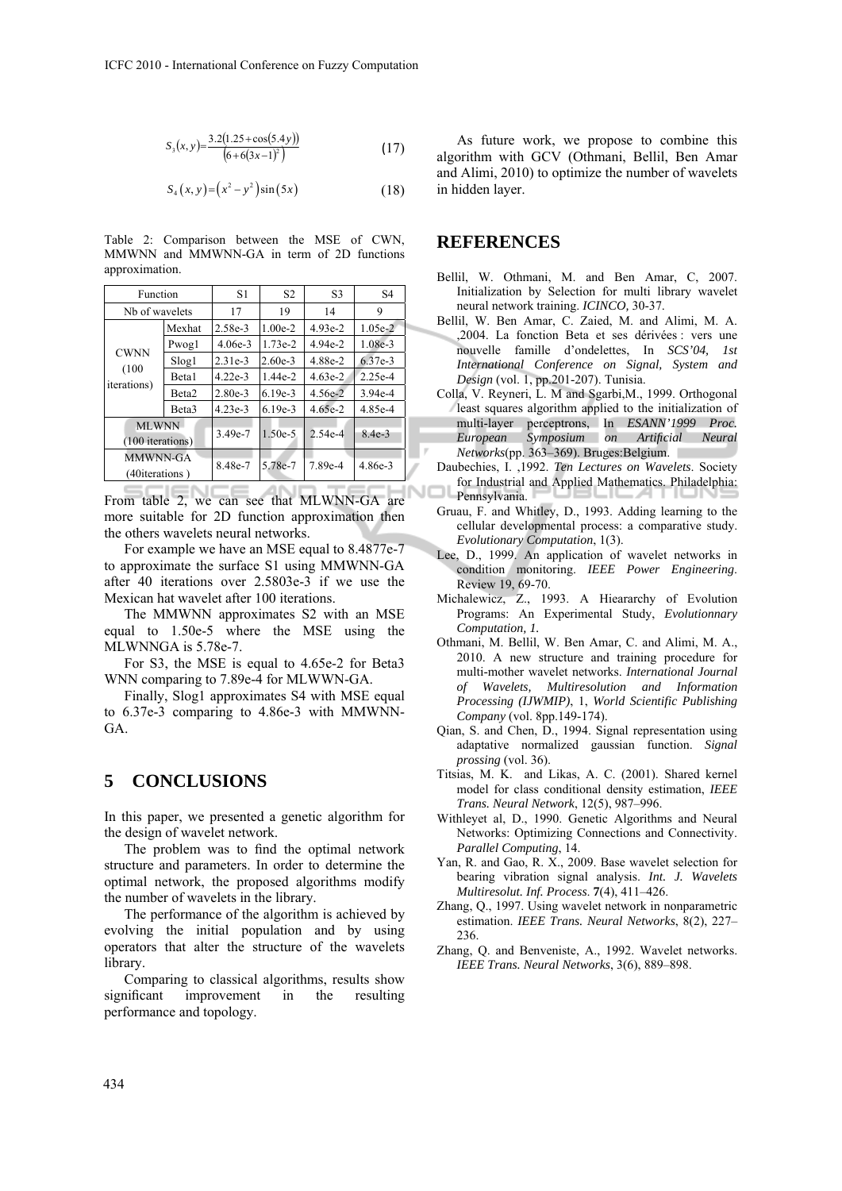$$S_3(x,y) = \frac{3.2(1.25+\cos(5.4y))}{(6+6(3x-1)^2)} \quad (17)$$

$$S_4(x,y) = (x^2 - y^2)\sin(5x) \quad (18)$$

Table 2: Comparison between the MSE of CWN, MMWNN and MMWNN-GA in term of 2D functions approximation.

| Function | | S1 | S2 | S3 | S4 |
|---|---|---|---|---|---|
| Nb of wavelets | | 17 | 19 | 14 | 9 |
| CWNN (100 iterations) | Mexhat | 2.58e-3 | 1.00e-2 | 4.93e-2 | 1.05e-2 |
| | Pwog1 | 4.06e-3 | 1.73e-2 | 4.94e-2 | 1.08e-3 |
| | Slog1 | 2.31e-3 | 2.60e-3 | 4.88e-2 | 6.37e-3 |
| | Beta1 | 4.22e-3 | 1.44e-2 | 4.63e-2 | 2.25e-4 |
| | Beta2 | 2.80e-3 | 6.19e-3 | 4.56e-2 | 3.94e-4 |
| | Beta3 | 4.23e-3 | 6.19e-3 | 4.65e-2 | 4.85e-4 |
| MLWNN (100 iterations) | | 3.49e-7 | 1.50e-5 | 2.54e-4 | 8.4e-3 |
| MMWNN-GA (40iterations ) | | 8.48e-7 | 5.78e-7 | 7.89e-4 | 4.86e-3 |

From table 2, we can see that MLWNN-GA are more suitable for 2D function approximation then the others wavelets neural networks.

For example we have an MSE equal to 8.4877e-7 to approximate the surface S1 using MMWNN-GA after 40 iterations over 2.5803e-3 if we use the Mexican hat wavelet after 100 iterations.

The MMWNN approximates S2 with an MSE equal to 1.50e-5 where the MSE using the MLWNNGA is 5.78e-7.

For S3, the MSE is equal to 4.65e-2 for Beta3 WNN comparing to 7.89e-4 for MLWWN-GA.

Finally, Slog1 approximates S4 with MSE equal to 6.37e-3 comparing to 4.86e-3 with MMWNN-GA.

## 5 CONCLUSIONS

In this paper, we presented a genetic algorithm for the design of wavelet network.

The problem was to find the optimal network structure and parameters. In order to determine the optimal network, the proposed algorithms modify the number of wavelets in the library.

The performance of the algorithm is achieved by evolving the initial population and by using operators that alter the structure of the wavelets library.

Comparing to classical algorithms, results show significant improvement in the resulting performance and topology.

As future work, we propose to combine this algorithm with GCV (Othmani, Bellil, Ben Amar and Alimi, 2010) to optimize the number of wavelets in hidden layer.

## REFERENCES

Bellil, W. Othmani, M. and Ben Amar, C, 2007. Initialization by Selection for multi library wavelet neural network training. *ICINCO,* 30-37.

Bellil, W. Ben Amar, C. Zaied, M. and Alimi, M. A. ,2004. La fonction Beta et ses dérivées : vers une nouvelle famille d'ondelettes, In *SCS'04, 1st International Conference on Signal, System and Design* (vol. 1, pp.201-207). Tunisia.

Colla, V. Reyneri, L. M and Sgarbi,M., 1999. Orthogonal least squares algorithm applied to the initialization of multi-layer perceptrons, In *ESANN'1999 Proc. European Symposium on Artificial Neural Networks*(pp. 363–369). Bruges:Belgium.

Daubechies, I. ,1992. *Ten Lectures on Wavelets*. Society for Industrial and Applied Mathematics. Philadelphia: Pennsylvania.

Gruau, F. and Whitley, D., 1993. Adding learning to the cellular developmental process: a comparative study. *Evolutionary Computation*, 1(3).

Lee, D., 1999. An application of wavelet networks in condition monitoring. *IEEE Power Engineering*. Review 19, 69-70.

Michalewicz, Z., 1993. A Hieararchy of Evolution Programs: An Experimental Study, *Evolutionnary Computation, 1.*

Othmani, M. Bellil, W. Ben Amar, C. and Alimi, M. A., 2010. A new structure and training procedure for multi-mother wavelet networks. *International Journal of Wavelets, Multiresolution and Information Processing (IJWMIP)*, 1, *World Scientific Publishing Company* (vol. 8pp.149-174).

Qian, S. and Chen, D., 1994. Signal representation using adaptative normalized gaussian function. *Signal prossing* (vol. 36).

Titsias, M. K. and Likas, A. C. (2001). Shared kernel model for class conditional density estimation, *IEEE Trans. Neural Network*, 12(5), 987–996.

Withleyet al, D., 1990. Genetic Algorithms and Neural Networks: Optimizing Connections and Connectivity. *Parallel Computing*, 14.

Yan, R. and Gao, R. X., 2009. Base wavelet selection for bearing vibration signal analysis. *Int. J. Wavelets Multiresolut. Inf. Process*. **7**(4), 411–426.

Zhang, Q., 1997. Using wavelet network in nonparametric estimation. *IEEE Trans. Neural Networks*, 8(2), 227–236.

Zhang, Q. and Benveniste, A., 1992. Wavelet networks. *IEEE Trans. Neural Networks*, 3(6), 889–898.